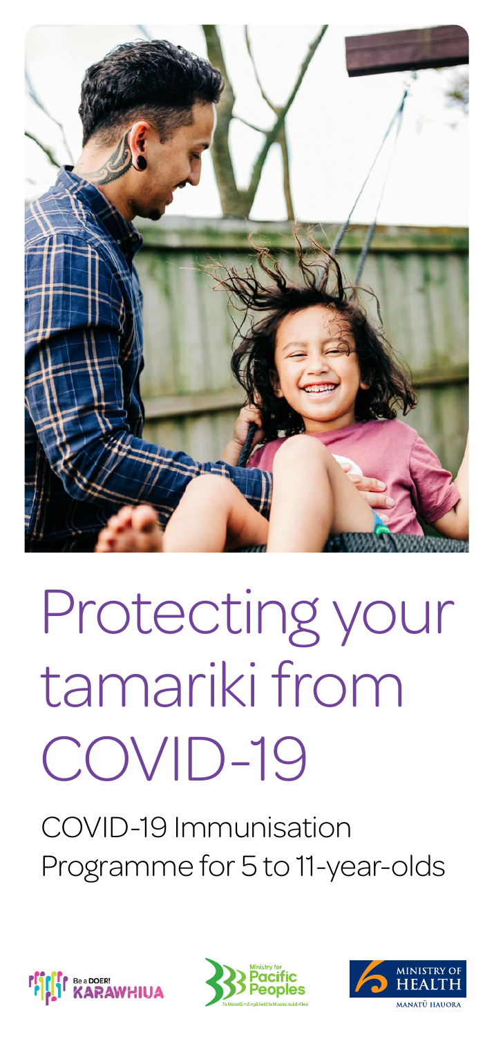# Protecting your tamariki from COVID-19

COVID-19 Immunisation Programme for 5 to 11-year-olds

Be a DOER! KARAWHIUA

Ministry for Pacific Peoples

Te Manatū mō ngā Iwi o te Moana-nui-ā-Kiwa

MINISTRY OF HEALTH

MANATŪ HAUORA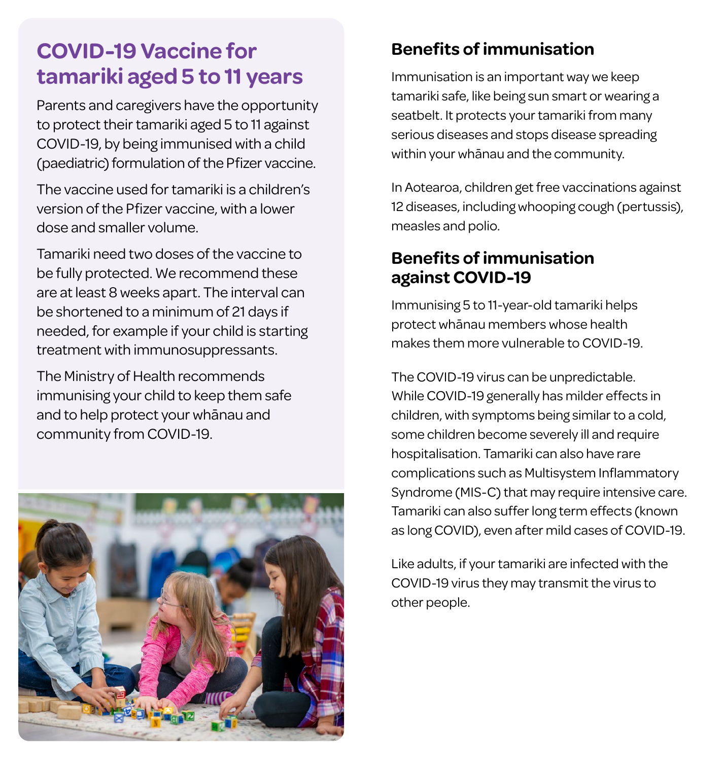## COVID-19 Vaccine for tamariki aged 5 to 11 years

Parents and caregivers have the opportunity to protect their tamariki aged 5 to 11 against COVID-19, by being immunised with a child (paediatric) formulation of the Pfizer vaccine.

The vaccine used for tamariki is a children's version of the Pfizer vaccine, with a lower dose and smaller volume.

Tamariki need two doses of the vaccine to be fully protected. We recommend these are at least 8 weeks apart. The interval can be shortened to a minimum of 21 days if needed, for example if your child is starting treatment with immunosuppressants.

The Ministry of Health recommends immunising your child to keep them safe and to help protect your whānau and community from COVID-19.

### Benefits of immunisation

Immunisation is an important way we keep tamariki safe, like being sun smart or wearing a seatbelt. It protects your tamariki from many serious diseases and stops disease spreading within your whānau and the community.

In Aotearoa, children get free vaccinations against 12 diseases, including whooping cough (pertussis), measles and polio.

### Benefits of immunisation against COVID-19

Immunising 5 to 11-year-old tamariki helps protect whānau members whose health makes them more vulnerable to COVID-19.

The COVID-19 virus can be unpredictable. While COVID-19 generally has milder effects in children, with symptoms being similar to a cold, some children become severely ill and require hospitalisation. Tamariki can also have rare complications such as Multisystem Inflammatory Syndrome (MIS-C) that may require intensive care. Tamariki can also suffer long term effects (known as long COVID), even after mild cases of COVID-19.

Like adults, if your tamariki are infected with the COVID-19 virus they may transmit the virus to other people.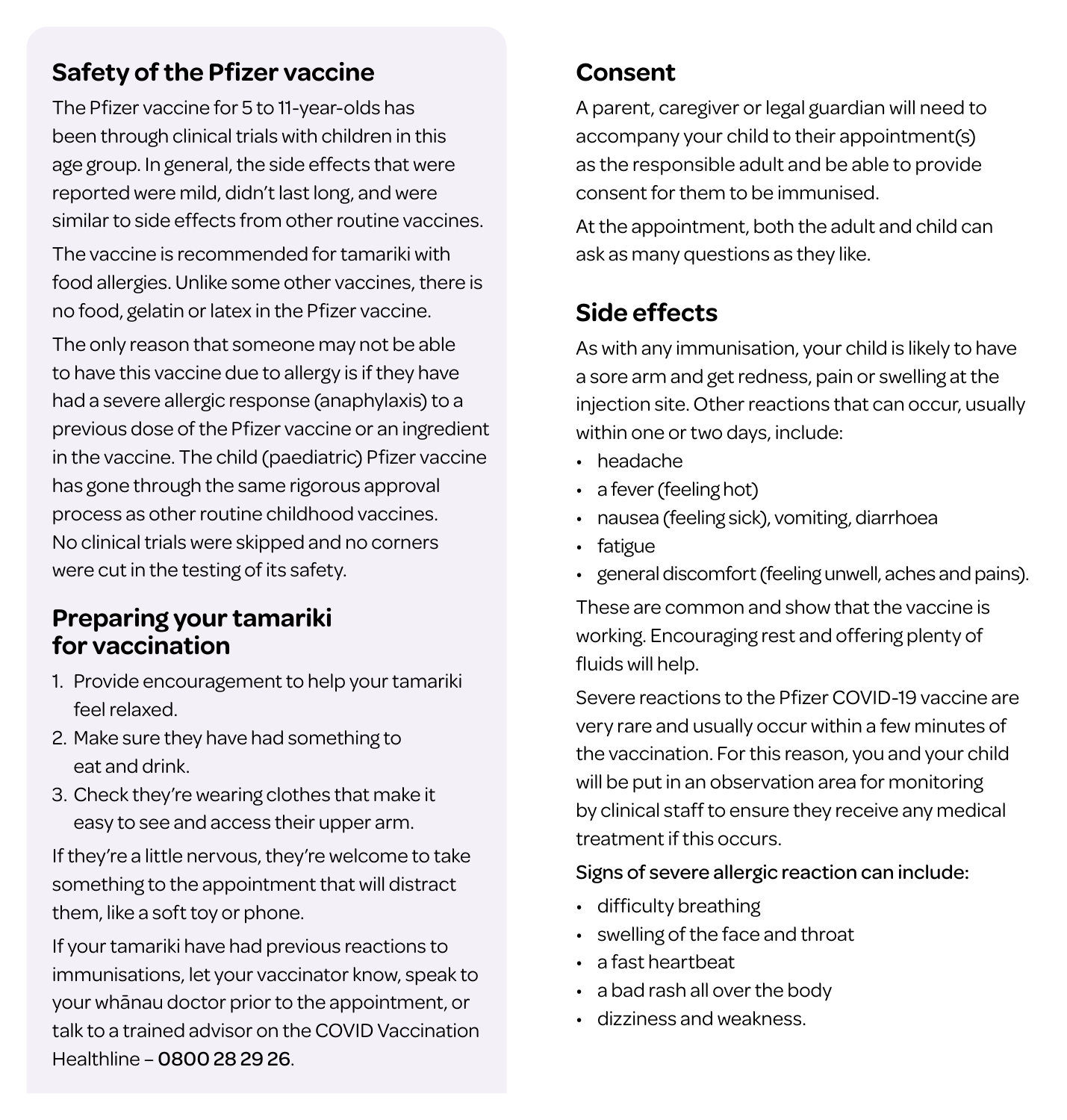## Safety of the Pfizer vaccine

The Pfizer vaccine for 5 to 11-year-olds has been through clinical trials with children in this age group. In general, the side effects that were reported were mild, didn't last long, and were similar to side effects from other routine vaccines.

The vaccine is recommended for tamariki with food allergies. Unlike some other vaccines, there is no food, gelatin or latex in the Pfizer vaccine.

The only reason that someone may not be able to have this vaccine due to allergy is if they have had a severe allergic response (anaphylaxis) to a previous dose of the Pfizer vaccine or an ingredient in the vaccine. The child (paediatric) Pfizer vaccine has gone through the same rigorous approval process as other routine childhood vaccines. No clinical trials were skipped and no corners were cut in the testing of its safety.

## Preparing your tamariki for vaccination

1. Provide encouragement to help your tamariki feel relaxed.
2. Make sure they have had something to eat and drink.
3. Check they're wearing clothes that make it easy to see and access their upper arm.

If they're a little nervous, they're welcome to take something to the appointment that will distract them, like a soft toy or phone.

If your tamariki have had previous reactions to immunisations, let your vaccinator know, speak to your whānau doctor prior to the appointment, or talk to a trained advisor on the COVID Vaccination Healthline – **0800 28 29 26**.

## Consent

A parent, caregiver or legal guardian will need to accompany your child to their appointment(s) as the responsible adult and be able to provide consent for them to be immunised.

At the appointment, both the adult and child can ask as many questions as they like.

## Side effects

As with any immunisation, your child is likely to have a sore arm and get redness, pain or swelling at the injection site. Other reactions that can occur, usually within one or two days, include:

- headache
- a fever (feeling hot)
- nausea (feeling sick), vomiting, diarrhoea
- fatigue
- general discomfort (feeling unwell, aches and pains).

These are common and show that the vaccine is working. Encouraging rest and offering plenty of fluids will help.

Severe reactions to the Pfizer COVID-19 vaccine are very rare and usually occur within a few minutes of the vaccination. For this reason, you and your child will be put in an observation area for monitoring by clinical staff to ensure they receive any medical treatment if this occurs.

Signs of severe allergic reaction can include:

- difficulty breathing
- swelling of the face and throat
- a fast heartbeat
- a bad rash all over the body
- dizziness and weakness.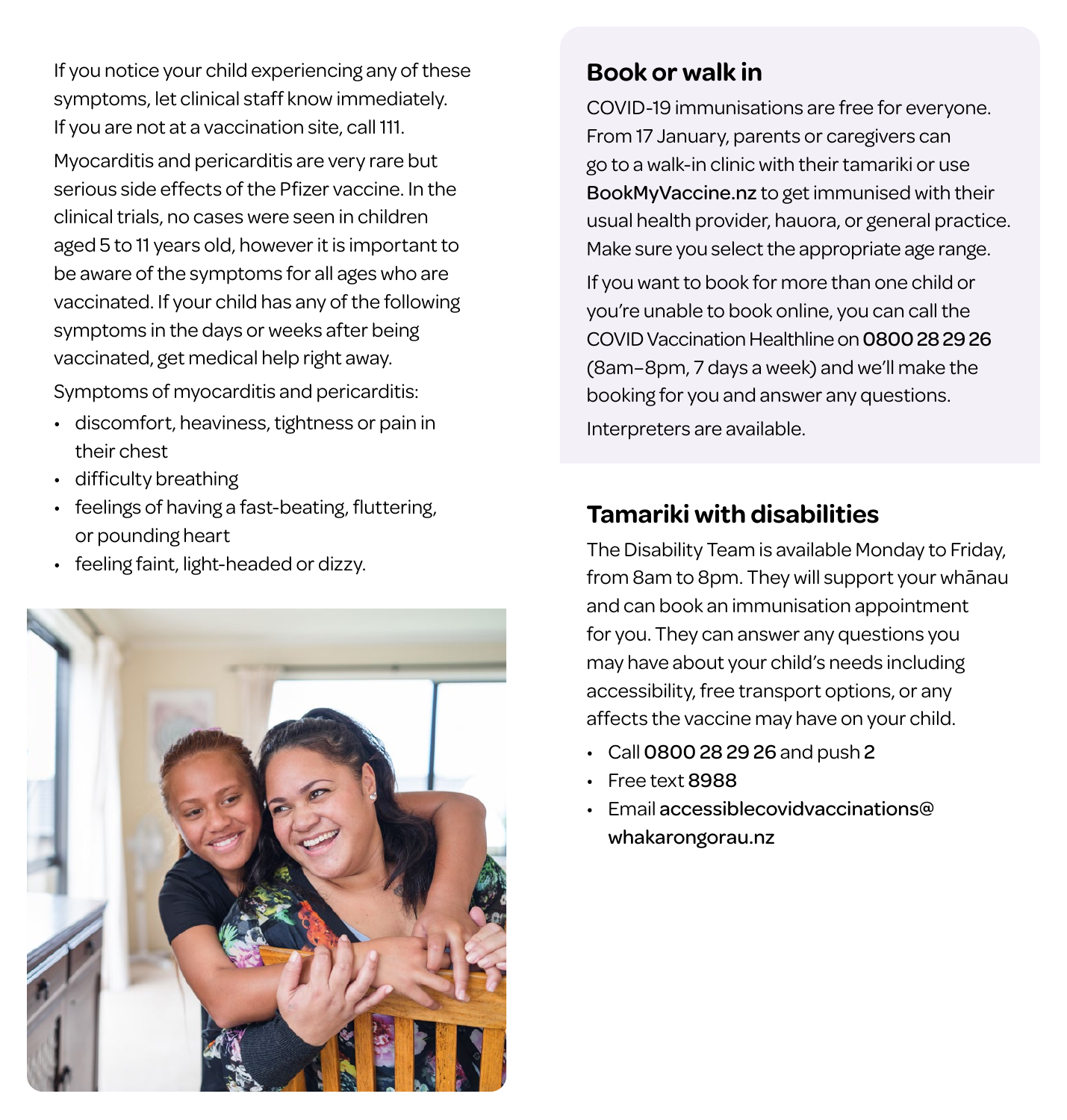If you notice your child experiencing any of these symptoms, let clinical staff know immediately. If you are not at a vaccination site, call 111.

Myocarditis and pericarditis are very rare but serious side effects of the Pfizer vaccine. In the clinical trials, no cases were seen in children aged 5 to 11 years old, however it is important to be aware of the symptoms for all ages who are vaccinated. If your child has any of the following symptoms in the days or weeks after being vaccinated, get medical help right away.

Symptoms of myocarditis and pericarditis:

- discomfort, heaviness, tightness or pain in their chest
- difficulty breathing
- feelings of having a fast-beating, fluttering, or pounding heart
- feeling faint, light-headed or dizzy.

## Book or walk in

COVID-19 immunisations are free for everyone. From 17 January, parents or caregivers can go to a walk-in clinic with their tamariki or use **BookMyVaccine.nz** to get immunised with their usual health provider, hauora, or general practice. Make sure you select the appropriate age range.

If you want to book for more than one child or you're unable to book online, you can call the COVID Vaccination Healthline on **0800 28 29 26** (8am–8pm, 7 days a week) and we'll make the booking for you and answer any questions.

Interpreters are available.

## Tamariki with disabilities

The Disability Team is available Monday to Friday, from 8am to 8pm. They will support your whānau and can book an immunisation appointment for you. They can answer any questions you may have about your child's needs including accessibility, free transport options, or any affects the vaccine may have on your child.

- Call **0800 28 29 26** and push **2**
- Free text **8988**
- Email **accessiblecovidvaccinations@whakarongorau.nz**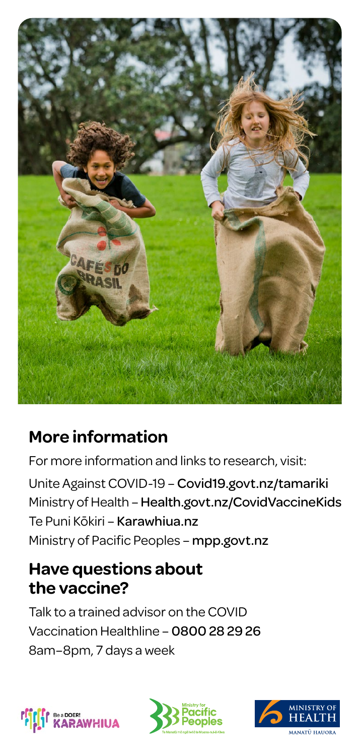## More information

For more information and links to research, visit:

Unite Against COVID-19 – **Covid19.govt.nz/tamariki**
Ministry of Health – **Health.govt.nz/CovidVaccineKids**
Te Puni Kōkiri – **Karawhiua.nz**
Ministry of Pacific Peoples – **mpp.govt.nz**

## Have questions about the vaccine?

Talk to a trained advisor on the COVID Vaccination Healthline – **0800 28 29 26**
8am–8pm, 7 days a week